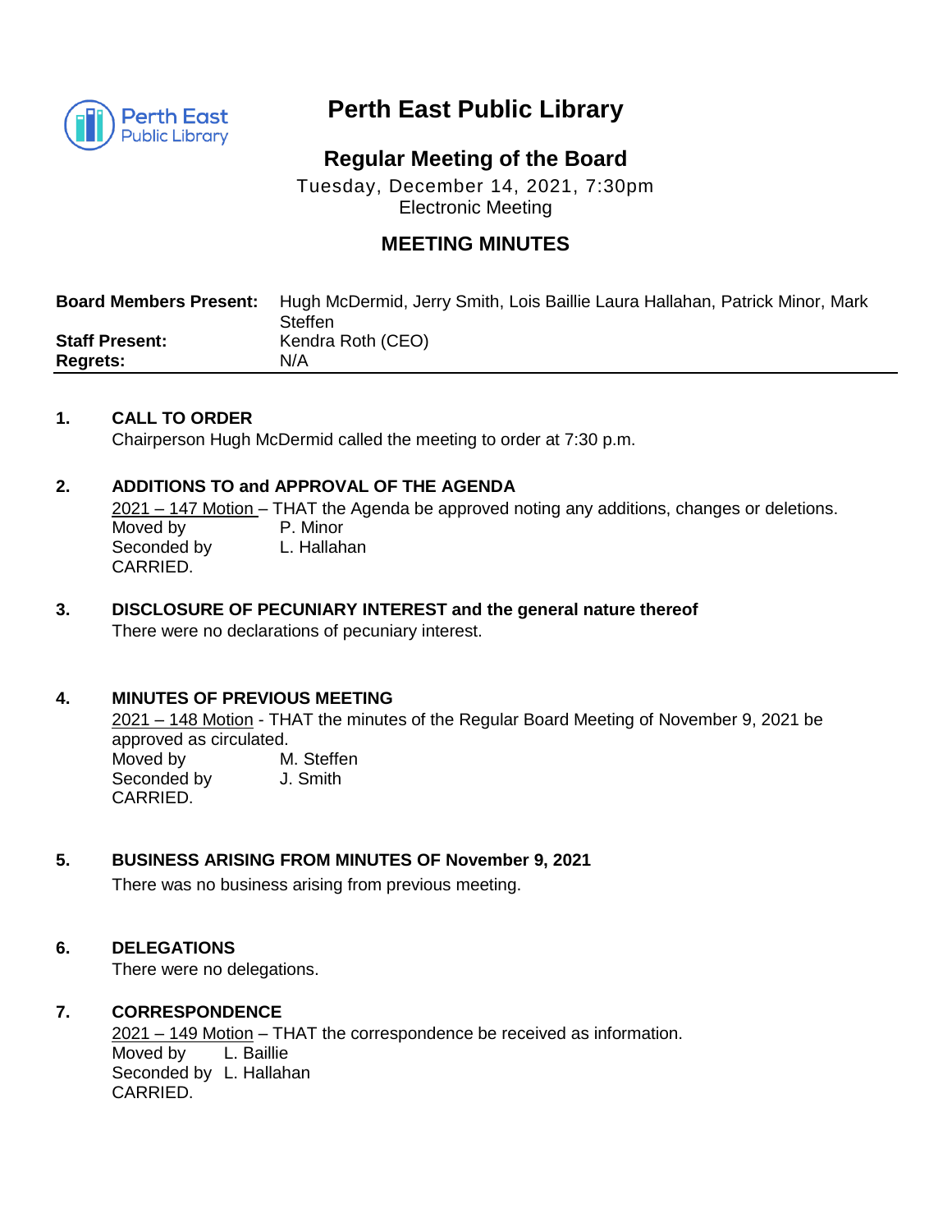# Perth East Public Library

## Regular Meeting of the Board

Tuesday, December 14, 2021, 7:30pm
Electronic Meeting

## MEETING MINUTES

| | |
|---|---|
| **Board Members Present:** | Hugh McDermid, Jerry Smith, Lois Baillie Laura Hallahan, Patrick Minor, Mark Steffen |
| **Staff Present:** | Kendra Roth (CEO) |
| **Regrets:** | N/A |

**1. CALL TO ORDER**

Chairperson Hugh McDermid called the meeting to order at 7:30 p.m.

**2. ADDITIONS TO and APPROVAL OF THE AGENDA**

2021 – 147 Motion – THAT the Agenda be approved noting any additions, changes or deletions.
Moved by P. Minor
Seconded by L. Hallahan
CARRIED.

**3. DISCLOSURE OF PECUNIARY INTEREST and the general nature thereof**

There were no declarations of pecuniary interest.

**4. MINUTES OF PREVIOUS MEETING**

2021 – 148 Motion - THAT the minutes of the Regular Board Meeting of November 9, 2021 be approved as circulated.
Moved by M. Steffen
Seconded by J. Smith
CARRIED.

**5. BUSINESS ARISING FROM MINUTES OF November 9, 2021**

There was no business arising from previous meeting.

**6. DELEGATIONS**

There were no delegations.

**7. CORRESPONDENCE**

2021 – 149 Motion – THAT the correspondence be received as information.
Moved by L. Baillie
Seconded by L. Hallahan
CARRIED.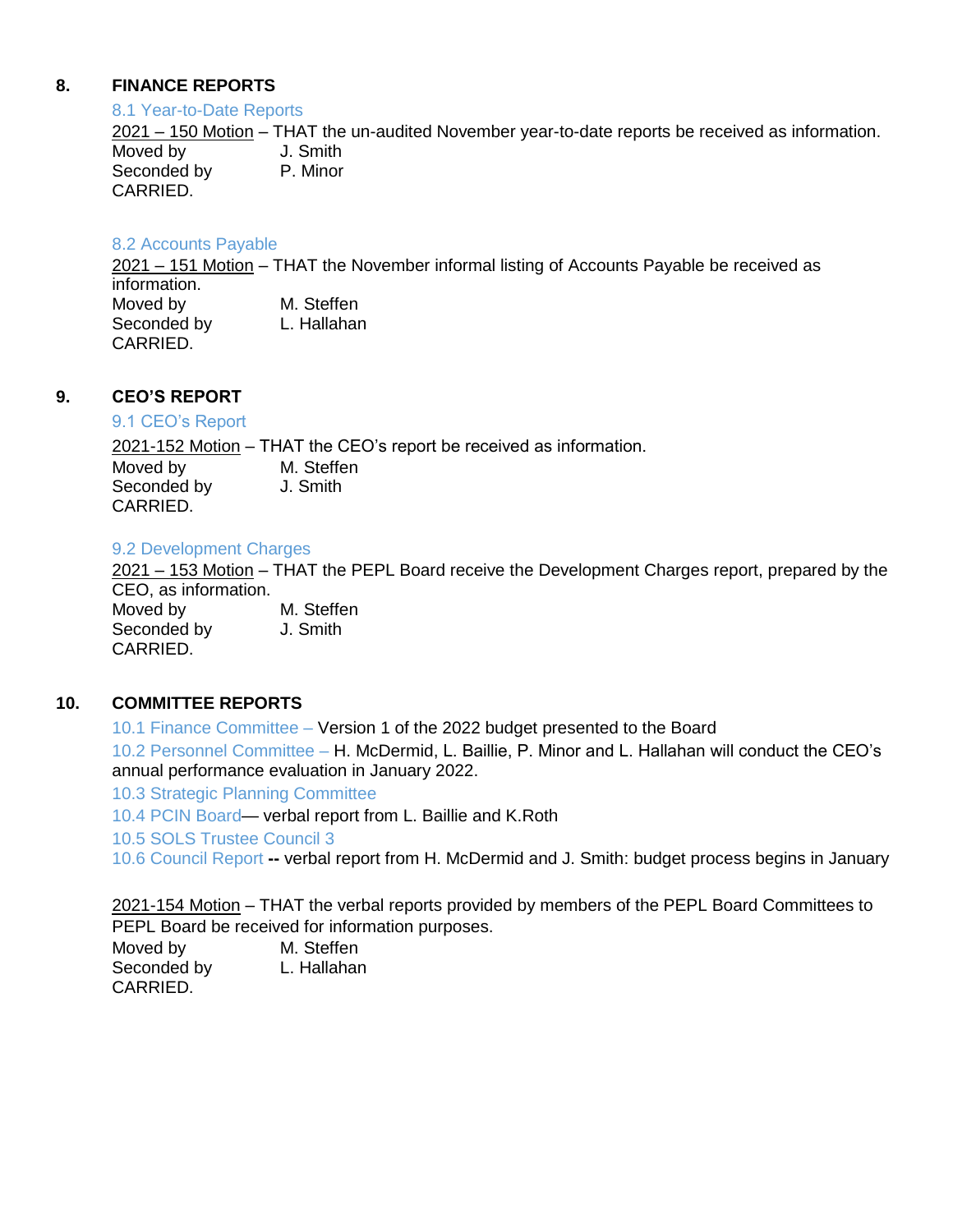## 8. FINANCE REPORTS

### 8.1 Year-to-Date Reports

2021 – 150 Motion – THAT the un-audited November year-to-date reports be received as information.
Moved by J. Smith
Seconded by P. Minor
CARRIED.

### 8.2 Accounts Payable

2021 – 151 Motion – THAT the November informal listing of Accounts Payable be received as information.
Moved by M. Steffen
Seconded by L. Hallahan
CARRIED.

## 9. CEO'S REPORT

### 9.1 CEO's Report

2021-152 Motion – THAT the CEO's report be received as information.
Moved by M. Steffen
Seconded by J. Smith
CARRIED.

### 9.2 Development Charges

2021 – 153 Motion – THAT the PEPL Board receive the Development Charges report, prepared by the CEO, as information.
Moved by M. Steffen
Seconded by J. Smith
CARRIED.

## 10. COMMITTEE REPORTS

10.1 Finance Committee – Version 1 of the 2022 budget presented to the Board

10.2 Personnel Committee – H. McDermid, L. Baillie, P. Minor and L. Hallahan will conduct the CEO's annual performance evaluation in January 2022.

10.3 Strategic Planning Committee

10.4 PCIN Board— verbal report from L. Baillie and K.Roth

10.5 SOLS Trustee Council 3

10.6 Council Report **--** verbal report from H. McDermid and J. Smith: budget process begins in January

2021-154 Motion – THAT the verbal reports provided by members of the PEPL Board Committees to PEPL Board be received for information purposes.
Moved by M. Steffen
Seconded by L. Hallahan
CARRIED.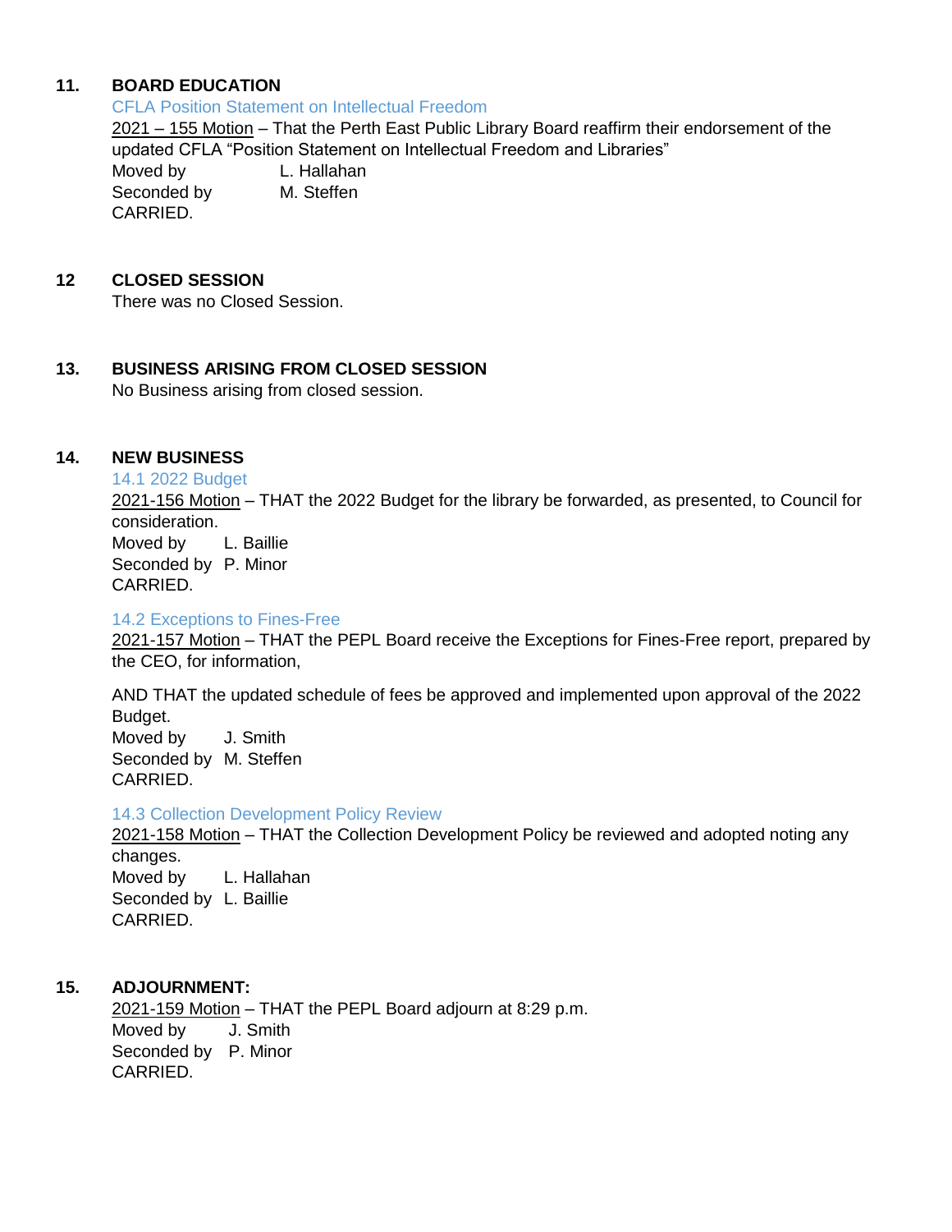## 11. BOARD EDUCATION

CFLA Position Statement on Intellectual Freedom

2021 – 155 Motion – That the Perth East Public Library Board reaffirm their endorsement of the updated CFLA "Position Statement on Intellectual Freedom and Libraries"

Moved by L. Hallahan
Seconded by M. Steffen
CARRIED.

## 12 CLOSED SESSION

There was no Closed Session.

## 13. BUSINESS ARISING FROM CLOSED SESSION

No Business arising from closed session.

## 14. NEW BUSINESS

### 14.1 2022 Budget

2021-156 Motion – THAT the 2022 Budget for the library be forwarded, as presented, to Council for consideration.

Moved by L. Baillie
Seconded by P. Minor
CARRIED.

### 14.2 Exceptions to Fines-Free

2021-157 Motion – THAT the PEPL Board receive the Exceptions for Fines-Free report, prepared by the CEO, for information,

AND THAT the updated schedule of fees be approved and implemented upon approval of the 2022 Budget.

Moved by J. Smith
Seconded by M. Steffen
CARRIED.

### 14.3 Collection Development Policy Review

2021-158 Motion – THAT the Collection Development Policy be reviewed and adopted noting any changes.

Moved by L. Hallahan
Seconded by L. Baillie
CARRIED.

## 15. ADJOURNMENT:

2021-159 Motion – THAT the PEPL Board adjourn at 8:29 p.m.

Moved by J. Smith
Seconded by P. Minor
CARRIED.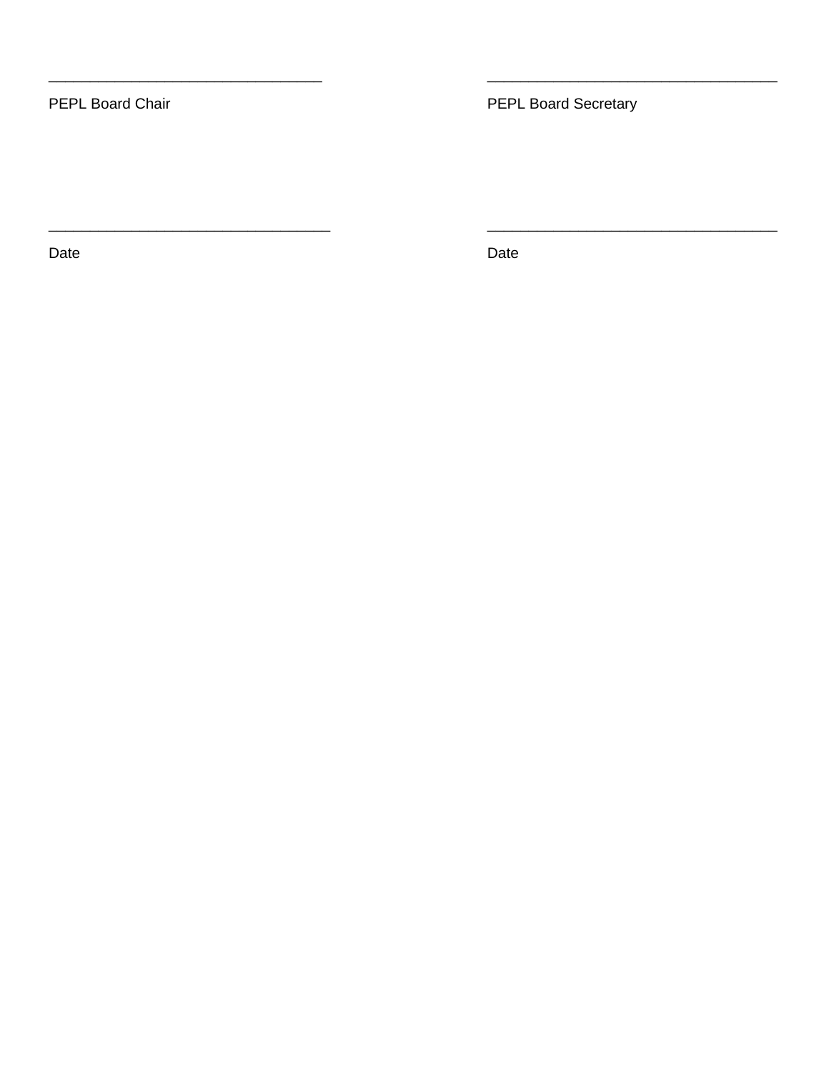\_\_\_\_\_\_\_\_\_\_\_\_\_\_\_\_\_\_\_\_\_\_\_\_\_\_\_\_\_\_\_\_\_

PEPL Board Chair

\_\_\_\_\_\_\_\_\_\_\_\_\_\_\_\_\_\_\_\_\_\_\_\_\_\_\_\_\_\_\_\_\_

PEPL Board Secretary

\_\_\_\_\_\_\_\_\_\_\_\_\_\_\_\_\_\_\_\_\_\_\_\_\_\_\_\_\_\_\_\_\_

Date

\_\_\_\_\_\_\_\_\_\_\_\_\_\_\_\_\_\_\_\_\_\_\_\_\_\_\_\_\_\_\_\_\_

Date